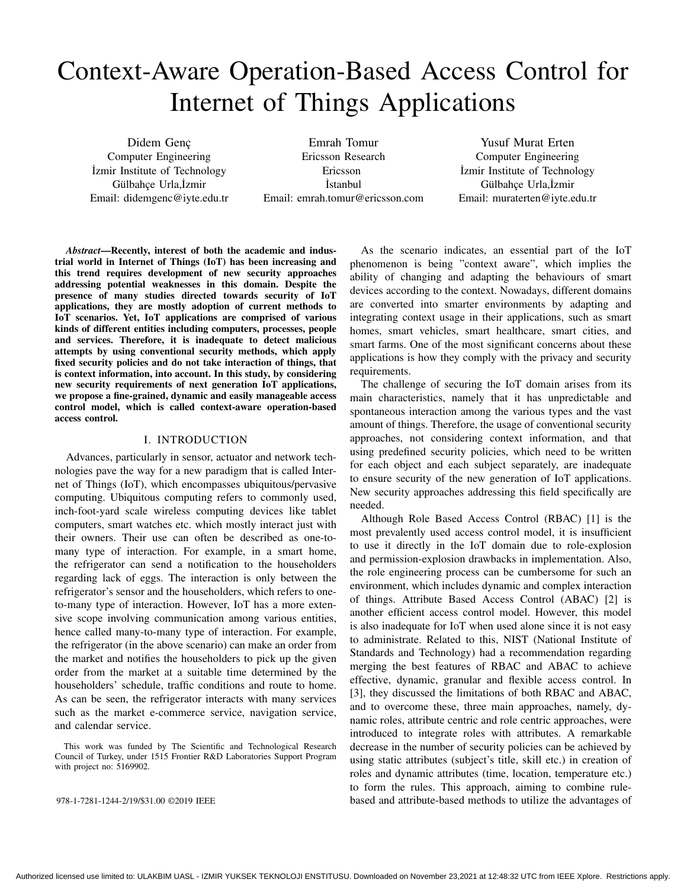# Context-Aware Operation-Based Access Control for Internet of Things Applications

Didem Genç
Computer Engineering
İzmir Institute of Technology
Gülbahçe Urla,İzmir
Email: didemgenc@iyte.edu.tr

Emrah Tomur
Ericsson Research
Ericsson
İstanbul
Email: emrah.tomur@ericsson.com

Yusuf Murat Erten
Computer Engineering
İzmir Institute of Technology
Gülbahçe Urla,İzmir
Email: muraterten@iyte.edu.tr

***Abstract*—Recently, interest of both the academic and industrial world in Internet of Things (IoT) has been increasing and this trend requires development of new security approaches addressing potential weaknesses in this domain. Despite the presence of many studies directed towards security of IoT applications, they are mostly adoption of current methods to IoT scenarios. Yet, IoT applications are comprised of various kinds of different entities including computers, processes, people and services. Therefore, it is inadequate to detect malicious attempts by using conventional security methods, which apply fixed security policies and do not take interaction of things, that is context information, into account. In this study, by considering new security requirements of next generation IoT applications, we propose a fine-grained, dynamic and easily manageable access control model, which is called context-aware operation-based access control.**

## I. INTRODUCTION

Advances, particularly in sensor, actuator and network technologies pave the way for a new paradigm that is called Internet of Things (IoT), which encompasses ubiquitous/pervasive computing. Ubiquitous computing refers to commonly used, inch-foot-yard scale wireless computing devices like tablet computers, smart watches etc. which mostly interact just with their owners. Their use can often be described as one-to-many type of interaction. For example, in a smart home, the refrigerator can send a notification to the householders regarding lack of eggs. The interaction is only between the refrigerator's sensor and the householders, which refers to one-to-many type of interaction. However, IoT has a more extensive scope involving communication among various entities, hence called many-to-many type of interaction. For example, the refrigerator (in the above scenario) can make an order from the market and notifies the householders to pick up the given order from the market at a suitable time determined by the householders' schedule, traffic conditions and route to home. As can be seen, the refrigerator interacts with many services such as the market e-commerce service, navigation service, and calendar service.

This work was funded by The Scientific and Technological Research Council of Turkey, under 1515 Frontier R&D Laboratories Support Program with project no: 5169902.

978-1-7281-1244-2/19/$31.00 ©2019 IEEE

As the scenario indicates, an essential part of the IoT phenomenon is being "context aware", which implies the ability of changing and adapting the behaviours of smart devices according to the context. Nowadays, different domains are converted into smarter environments by adapting and integrating context usage in their applications, such as smart homes, smart vehicles, smart healthcare, smart cities, and smart farms. One of the most significant concerns about these applications is how they comply with the privacy and security requirements.

The challenge of securing the IoT domain arises from its main characteristics, namely that it has unpredictable and spontaneous interaction among the various types and the vast amount of things. Therefore, the usage of conventional security approaches, not considering context information, and that using predefined security policies, which need to be written for each object and each subject separately, are inadequate to ensure security of the new generation of IoT applications. New security approaches addressing this field specifically are needed.

Although Role Based Access Control (RBAC) [1] is the most prevalently used access control model, it is insufficient to use it directly in the IoT domain due to role-explosion and permission-explosion drawbacks in implementation. Also, the role engineering process can be cumbersome for such an environment, which includes dynamic and complex interaction of things. Attribute Based Access Control (ABAC) [2] is another efficient access control model. However, this model is also inadequate for IoT when used alone since it is not easy to administrate. Related to this, NIST (National Institute of Standards and Technology) had a recommendation regarding merging the best features of RBAC and ABAC to achieve effective, dynamic, granular and flexible access control. In [3], they discussed the limitations of both RBAC and ABAC, and to overcome these, three main approaches, namely, dynamic roles, attribute centric and role centric approaches, were introduced to integrate roles with attributes. A remarkable decrease in the number of security policies can be achieved by using static attributes (subject's title, skill etc.) in creation of roles and dynamic attributes (time, location, temperature etc.) to form the rules. This approach, aiming to combine rule-based and attribute-based methods to utilize the advantages of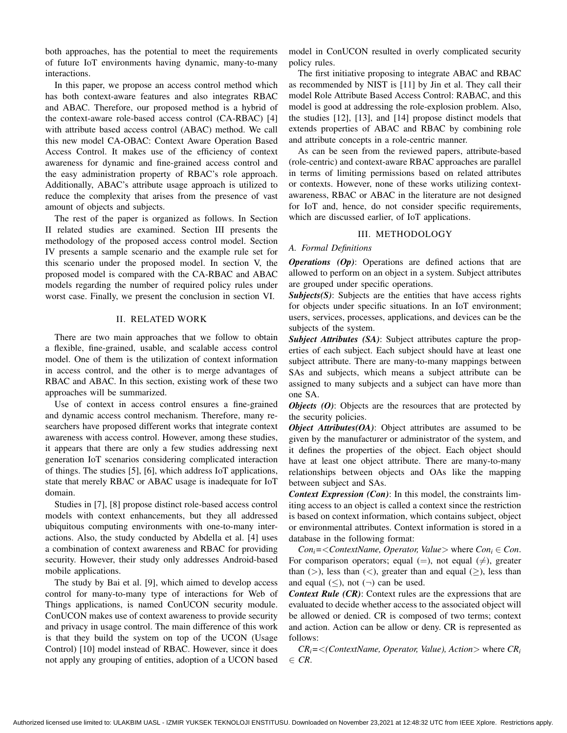both approaches, has the potential to meet the requirements of future IoT environments having dynamic, many-to-many interactions.

In this paper, we propose an access control method which has both context-aware features and also integrates RBAC and ABAC. Therefore, our proposed method is a hybrid of the context-aware role-based access control (CA-RBAC) [4] with attribute based access control (ABAC) method. We call this new model CA-OBAC: Context Aware Operation Based Access Control. It makes use of the efficiency of context awareness for dynamic and fine-grained access control and the easy administration property of RBAC's role approach. Additionally, ABAC's attribute usage approach is utilized to reduce the complexity that arises from the presence of vast amount of objects and subjects.

The rest of the paper is organized as follows. In Section II related studies are examined. Section III presents the methodology of the proposed access control model. Section IV presents a sample scenario and the example rule set for this scenario under the proposed model. In section V, the proposed model is compared with the CA-RBAC and ABAC models regarding the number of required policy rules under worst case. Finally, we present the conclusion in section VI.

## II. RELATED WORK

There are two main approaches that we follow to obtain a flexible, fine-grained, usable, and scalable access control model. One of them is the utilization of context information in access control, and the other is to merge advantages of RBAC and ABAC. In this section, existing work of these two approaches will be summarized.

Use of context in access control ensures a fine-grained and dynamic access control mechanism. Therefore, many researchers have proposed different works that integrate context awareness with access control. However, among these studies, it appears that there are only a few studies addressing next generation IoT scenarios considering complicated interaction of things. The studies [5], [6], which address IoT applications, state that merely RBAC or ABAC usage is inadequate for IoT domain.

Studies in [7], [8] propose distinct role-based access control models with context enhancements, but they all addressed ubiquitous computing environments with one-to-many interactions. Also, the study conducted by Abdella et al. [4] uses a combination of context awareness and RBAC for providing security. However, their study only addresses Android-based mobile applications.

The study by Bai et al. [9], which aimed to develop access control for many-to-many type of interactions for Web of Things applications, is named ConUCON security module. ConUCON makes use of context awareness to provide security and privacy in usage control. The main difference of this work is that they build the system on top of the UCON (Usage Control) [10] model instead of RBAC. However, since it does not apply any grouping of entities, adoption of a UCON based model in ConUCON resulted in overly complicated security policy rules.

The first initiative proposing to integrate ABAC and RBAC as recommended by NIST is [11] by Jin et al. They call their model Role Attribute Based Access Control: RABAC, and this model is good at addressing the role-explosion problem. Also, the studies [12], [13], and [14] propose distinct models that extends properties of ABAC and RBAC by combining role and attribute concepts in a role-centric manner.

As can be seen from the reviewed papers, attribute-based (role-centric) and context-aware RBAC approaches are parallel in terms of limiting permissions based on related attributes or contexts. However, none of these works utilizing context-awareness, RBAC or ABAC in the literature are not designed for IoT and, hence, do not consider specific requirements, which are discussed earlier, of IoT applications.

## III. METHODOLOGY

### A. Formal Definitions

***Operations (Op)***: Operations are defined actions that are allowed to perform on an object in a system. Subject attributes are grouped under specific operations.

***Subjects(S)***: Subjects are the entities that have access rights for objects under specific situations. In an IoT environment; users, services, processes, applications, and devices can be the subjects of the system.

***Subject Attributes (SA)***: Subject attributes capture the properties of each subject. Each subject should have at least one subject attribute. There are many-to-many mappings between SAs and subjects, which means a subject attribute can be assigned to many subjects and a subject can have more than one SA.

***Objects (O)***: Objects are the resources that are protected by the security policies.

***Object Attributes(OA)***: Object attributes are assumed to be given by the manufacturer or administrator of the system, and it defines the properties of the object. Each object should have at least one object attribute. There are many-to-many relationships between objects and OAs like the mapping between subject and SAs.

***Context Expression (Con)***: In this model, the constraints limiting access to an object is called a context since the restriction is based on context information, which contains subject, object or environmental attributes. Context information is stored in a database in the following format:

$Con_i$=<*ContextName, Operator, Value*> where $Con_i \in Con$. For comparison operators; equal ($=$), not equal ($\neq$), greater than ($>$), less than ($<$), greater than and equal ($\geq$), less than and equal ($\leq$), not ($\neg$) can be used.

***Context Rule (CR)***: Context rules are the expressions that are evaluated to decide whether access to the associated object will be allowed or denied. CR is composed of two terms; context and action. Action can be allow or deny. CR is represented as follows:

$CR_i$=<*(ContextName, Operator, Value), Action*> where $CR_i \in CR$.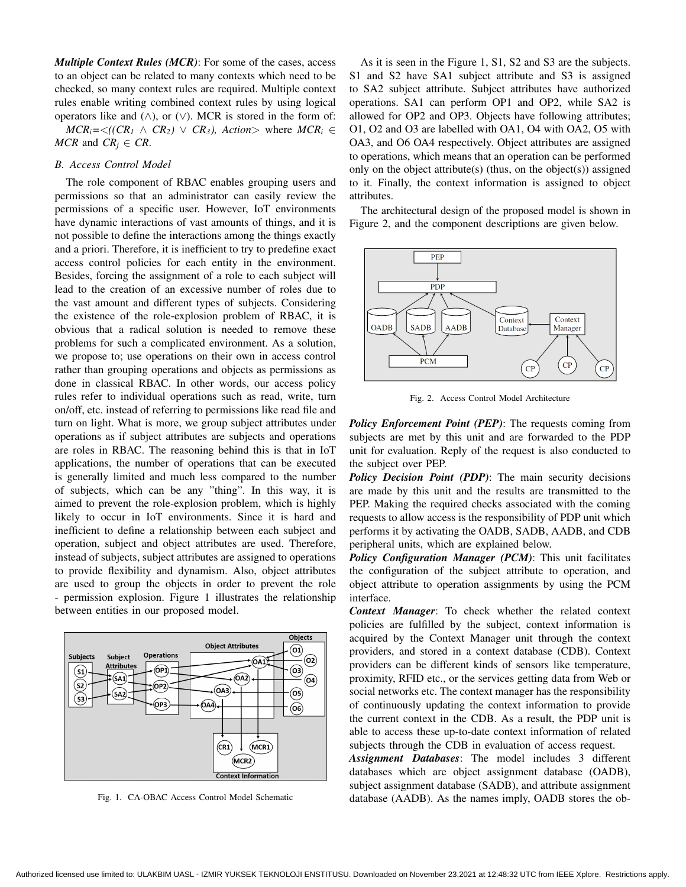***Multiple Context Rules (MCR)***: For some of the cases, access to an object can be related to many contexts which need to be checked, so many context rules are required. Multiple context rules enable writing combined context rules by using logical operators like and ($\wedge$), or ($\vee$). MCR is stored in the form of:

$MCR_i$=<(($CR_1 \wedge CR_2$) $\vee$ $CR_3$), *Action*> where $MCR_i \in MCR$ and $CR_j \in CR$.

### B. Access Control Model

The role component of RBAC enables grouping users and permissions so that an administrator can easily review the permissions of a specific user. However, IoT environments have dynamic interactions of vast amounts of things, and it is not possible to define the interactions among the things exactly and a priori. Therefore, it is inefficient to try to predefine exact access control policies for each entity in the environment. Besides, forcing the assignment of a role to each subject will lead to the creation of an excessive number of roles due to the vast amount and different types of subjects. Considering the existence of the role-explosion problem of RBAC, it is obvious that a radical solution is needed to remove these problems for such a complicated environment. As a solution, we propose to; use operations on their own in access control rather than grouping operations and objects as permissions as done in classical RBAC. In other words, our access policy rules refer to individual operations such as read, write, turn on/off, etc. instead of referring to permissions like read file and turn on light. What is more, we group subject attributes under operations as if subject attributes are subjects and operations are roles in RBAC. The reasoning behind this is that in IoT applications, the number of operations that can be executed is generally limited and much less compared to the number of subjects, which can be any "thing". In this way, it is aimed to prevent the role-explosion problem, which is highly likely to occur in IoT environments. Since it is hard and inefficient to define a relationship between each subject and operation, subject and object attributes are used. Therefore, instead of subjects, subject attributes are assigned to operations to provide flexibility and dynamism. Also, object attributes are used to group the objects in order to prevent the role - permission explosion. Figure 1 illustrates the relationship between entities in our proposed model.

Fig. 1. CA-OBAC Access Control Model Schematic

As it is seen in the Figure 1, S1, S2 and S3 are the subjects. S1 and S2 have SA1 subject attribute and S3 is assigned to SA2 subject attribute. Subject attributes have authorized operations. SA1 can perform OP1 and OP2, while SA2 is allowed for OP2 and OP3. Objects have following attributes; O1, O2 and O3 are labelled with OA1, O4 with OA2, O5 with OA3, and O6 OA4 respectively. Object attributes are assigned to operations, which means that an operation can be performed only on the object attribute(s) (thus, on the object(s)) assigned to it. Finally, the context information is assigned to object attributes.

The architectural design of the proposed model is shown in Figure 2, and the component descriptions are given below.

Fig. 2. Access Control Model Architecture

***Policy Enforcement Point (PEP)***: The requests coming from subjects are met by this unit and are forwarded to the PDP unit for evaluation. Reply of the request is also conducted to the subject over PEP.

***Policy Decision Point (PDP)***: The main security decisions are made by this unit and the results are transmitted to the PEP. Making the required checks associated with the coming requests to allow access is the responsibility of PDP unit which performs it by activating the OADB, SADB, AADB, and CDB peripheral units, which are explained below.

***Policy Configuration Manager (PCM)***: This unit facilitates the configuration of the subject attribute to operation, and object attribute to operation assignments by using the PCM interface.

***Context Manager***: To check whether the related context policies are fulfilled by the subject, context information is acquired by the Context Manager unit through the context providers, and stored in a context database (CDB). Context providers can be different kinds of sensors like temperature, proximity, RFID etc., or the services getting data from Web or social networks etc. The context manager has the responsibility of continuously updating the context information to provide the current context in the CDB. As a result, the PDP unit is able to access these up-to-date context information of related subjects through the CDB in evaluation of access request.

***Assignment Databases***: The model includes 3 different databases which are object assignment database (OADB), subject assignment database (SADB), and attribute assignment database (AADB). As the names imply, OADB stores the ob-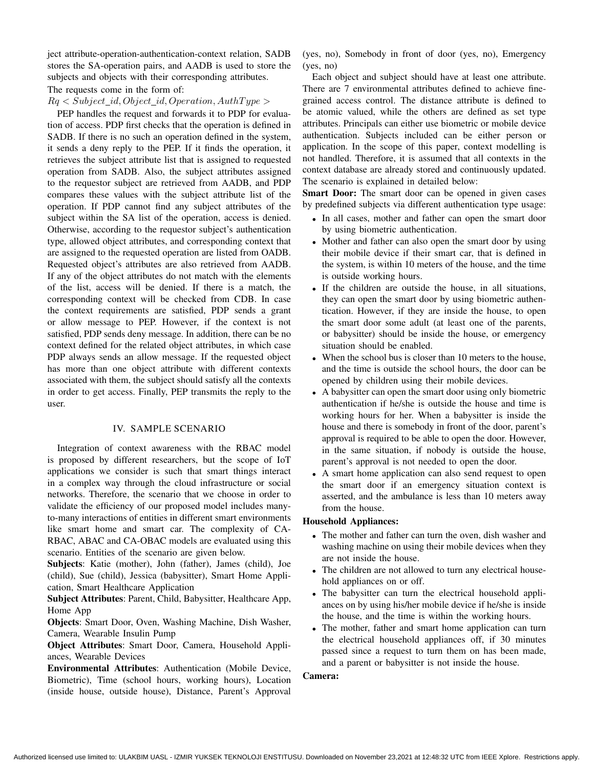ject attribute-operation-authentication-context relation, SADB stores the SA-operation pairs, and AADB is used to store the subjects and objects with their corresponding attributes.

The requests come in the form of:

$Rq < Subject\_id, Object\_id, Operation, AuthType >$

PEP handles the request and forwards it to PDP for evaluation of access. PDP first checks that the operation is defined in SADB. If there is no such an operation defined in the system, it sends a deny reply to the PEP. If it finds the operation, it retrieves the subject attribute list that is assigned to requested operation from SADB. Also, the subject attributes assigned to the requestor subject are retrieved from AADB, and PDP compares these values with the subject attribute list of the operation. If PDP cannot find any subject attributes of the subject within the SA list of the operation, access is denied. Otherwise, according to the requestor subject's authentication type, allowed object attributes, and corresponding context that are assigned to the requested operation are listed from OADB. Requested object's attributes are also retrieved from AADB. If any of the object attributes do not match with the elements of the list, access will be denied. If there is a match, the corresponding context will be checked from CDB. In case the context requirements are satisfied, PDP sends a grant or allow message to PEP. However, if the context is not satisfied, PDP sends deny message. In addition, there can be no context defined for the related object attributes, in which case PDP always sends an allow message. If the requested object has more than one object attribute with different contexts associated with them, the subject should satisfy all the contexts in order to get access. Finally, PEP transmits the reply to the user.

## IV. SAMPLE SCENARIO

Integration of context awareness with the RBAC model is proposed by different researchers, but the scope of IoT applications we consider is such that smart things interact in a complex way through the cloud infrastructure or social networks. Therefore, the scenario that we choose in order to validate the efficiency of our proposed model includes many-to-many interactions of entities in different smart environments like smart home and smart car. The complexity of CA-RBAC, ABAC and CA-OBAC models are evaluated using this scenario. Entities of the scenario are given below.

**Subjects**: Katie (mother), John (father), James (child), Joe (child), Sue (child), Jessica (babysitter), Smart Home Application, Smart Healthcare Application

**Subject Attributes**: Parent, Child, Babysitter, Healthcare App, Home App

**Objects**: Smart Door, Oven, Washing Machine, Dish Washer, Camera, Wearable Insulin Pump

**Object Attributes**: Smart Door, Camera, Household Appliances, Wearable Devices

**Environmental Attributes**: Authentication (Mobile Device, Biometric), Time (school hours, working hours), Location (inside house, outside house), Distance, Parent's Approval (yes, no), Somebody in front of door (yes, no), Emergency (yes, no)

Each object and subject should have at least one attribute. There are 7 environmental attributes defined to achieve fine-grained access control. The distance attribute is defined to be atomic valued, while the others are defined as set type attributes. Principals can either use biometric or mobile device authentication. Subjects included can be either person or application. In the scope of this paper, context modelling is not handled. Therefore, it is assumed that all contexts in the context database are already stored and continuously updated. The scenario is explained in detailed below:

**Smart Door:** The smart door can be opened in given cases by predefined subjects via different authentication type usage:

- In all cases, mother and father can open the smart door by using biometric authentication.
- Mother and father can also open the smart door by using their mobile device if their smart car, that is defined in the system, is within 10 meters of the house, and the time is outside working hours.
- If the children are outside the house, in all situations, they can open the smart door by using biometric authentication. However, if they are inside the house, to open the smart door some adult (at least one of the parents, or babysitter) should be inside the house, or emergency situation should be enabled.
- When the school bus is closer than 10 meters to the house, and the time is outside the school hours, the door can be opened by children using their mobile devices.
- A babysitter can open the smart door using only biometric authentication if he/she is outside the house and time is working hours for her. When a babysitter is inside the house and there is somebody in front of the door, parent's approval is required to be able to open the door. However, in the same situation, if nobody is outside the house, parent's approval is not needed to open the door.
- A smart home application can also send request to open the smart door if an emergency situation context is asserted, and the ambulance is less than 10 meters away from the house.

**Household Appliances:**

- The mother and father can turn the oven, dish washer and washing machine on using their mobile devices when they are not inside the house.
- The children are not allowed to turn any electrical household appliances on or off.
- The babysitter can turn the electrical household appliances on by using his/her mobile device if he/she is inside the house, and the time is within the working hours.
- The mother, father and smart home application can turn the electrical household appliances off, if 30 minutes passed since a request to turn them on has been made, and a parent or babysitter is not inside the house.

**Camera:**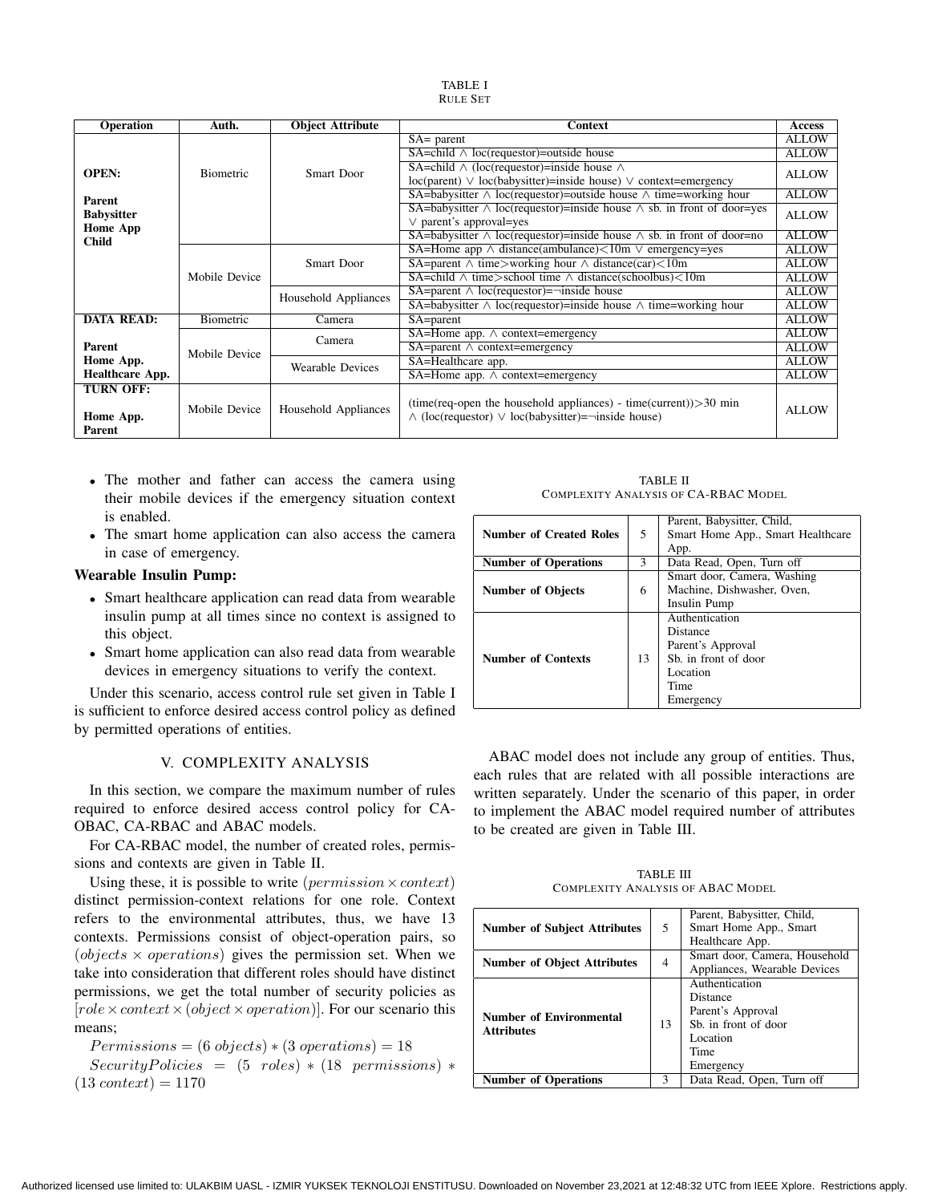TABLE I
RULE SET

| Operation | Auth. | Object Attribute | Context | Access |
|---|---|---|---|---|
| **OPEN:** **Parent** **Babysitter** **Home App** **Child** | Biometric | Smart Door | SA= parent | ALLOW |
| | | | SA=child ∧ loc(requestor)=outside house | ALLOW |
| | | | SA=child ∧ (loc(requestor)=inside house ∧ loc(parent) ∨ loc(babysitter)=inside house) ∨ context=emergency | ALLOW |
| | | | SA=babysitter ∧ loc(requestor)=outside house ∧ time=working hour | ALLOW |
| | | | SA=babysitter ∧ loc(requestor)=inside house ∧ sb. in front of door=yes ∨ parent's approval=yes | ALLOW |
| | | | SA=babysitter ∧ loc(requestor)=inside house ∧ sb. in front of door=no | ALLOW |
| | Mobile Device | Smart Door | SA=Home app ∧ distance(ambulance)<10m ∨ emergency=yes | ALLOW |
| | | | SA=parent ∧ time>working hour ∧ distance(car)<10m | ALLOW |
| | | | SA=child ∧ time>school time ∧ distance(schoolbus)<10m | ALLOW |
| | | Household Appliances | SA=parent ∧ loc(requestor)=¬inside house | ALLOW |
| | | | SA=babysitter ∧ loc(requestor)=inside house ∧ time=working hour | ALLOW |
| **DATA READ:** **Parent** **Home App.** **Healthcare App.** | Biometric | Camera | SA=parent | ALLOW |
| | Mobile Device | Camera | SA=Home app. ∧ context=emergency | ALLOW |
| | | | SA=parent ∧ context=emergency | ALLOW |
| | | Wearable Devices | SA=Healthcare app. | ALLOW |
| | | | SA=Home app. ∧ context=emergency | ALLOW |
| **TURN OFF:** **Home App.** **Parent** | Mobile Device | Household Appliances | (time(req-open the household appliances) - time(current))>30 min ∧ (loc(requestor) ∨ loc(babysitter)=¬inside house) | ALLOW |

- The mother and father can access the camera using their mobile devices if the emergency situation context is enabled.
- The smart home application can also access the camera in case of emergency.

**Wearable Insulin Pump:**

- Smart healthcare application can read data from wearable insulin pump at all times since no context is assigned to this object.
- Smart home application can also read data from wearable devices in emergency situations to verify the context.

Under this scenario, access control rule set given in Table I is sufficient to enforce desired access control policy as defined by permitted operations of entities.

## V. COMPLEXITY ANALYSIS

In this section, we compare the maximum number of rules required to enforce desired access control policy for CA-OBAC, CA-RBAC and ABAC models.

For CA-RBAC model, the number of created roles, permissions and contexts are given in Table II.

Using these, it is possible to write $(permission \times context)$ distinct permission-context relations for one role. Context refers to the environmental attributes, thus, we have 13 contexts. Permissions consist of object-operation pairs, so $(objects \times operations)$ gives the permission set. When we take into consideration that different roles should have distinct permissions, we get the total number of security policies as $[role \times context \times (object \times operation)]$. For our scenario this means;

$Permissions = (6\ objects) * (3\ operations) = 18$

$SecurityPolicies = (5\ roles) * (18\ permissions) * (13\ context) = 1170$

TABLE II
COMPLEXITY ANALYSIS OF CA-RBAC MODEL

| | | |
|---|---|---|
| **Number of Created Roles** | 5 | Parent, Babysitter, Child, Smart Home App., Smart Healthcare App. |
| **Number of Operations** | 3 | Data Read, Open, Turn off |
| **Number of Objects** | 6 | Smart door, Camera, Washing Machine, Dishwasher, Oven, Insulin Pump |
| **Number of Contexts** | 13 | Authentication, Distance, Parent's Approval, Sb. in front of door, Location, Time, Emergency |

ABAC model does not include any group of entities. Thus, each rules that are related with all possible interactions are written separately. Under the scenario of this paper, in order to implement the ABAC model required number of attributes to be created are given in Table III.

TABLE III
COMPLEXITY ANALYSIS OF ABAC MODEL

| | | |
|---|---|---|
| **Number of Subject Attributes** | 5 | Parent, Babysitter, Child, Smart Home App., Smart Healthcare App. |
| **Number of Object Attributes** | 4 | Smart door, Camera, Household Appliances, Wearable Devices |
| **Number of Environmental Attributes** | 13 | Authentication, Distance, Parent's Approval, Sb. in front of door, Location, Time, Emergency |
| **Number of Operations** | 3 | Data Read, Open, Turn off |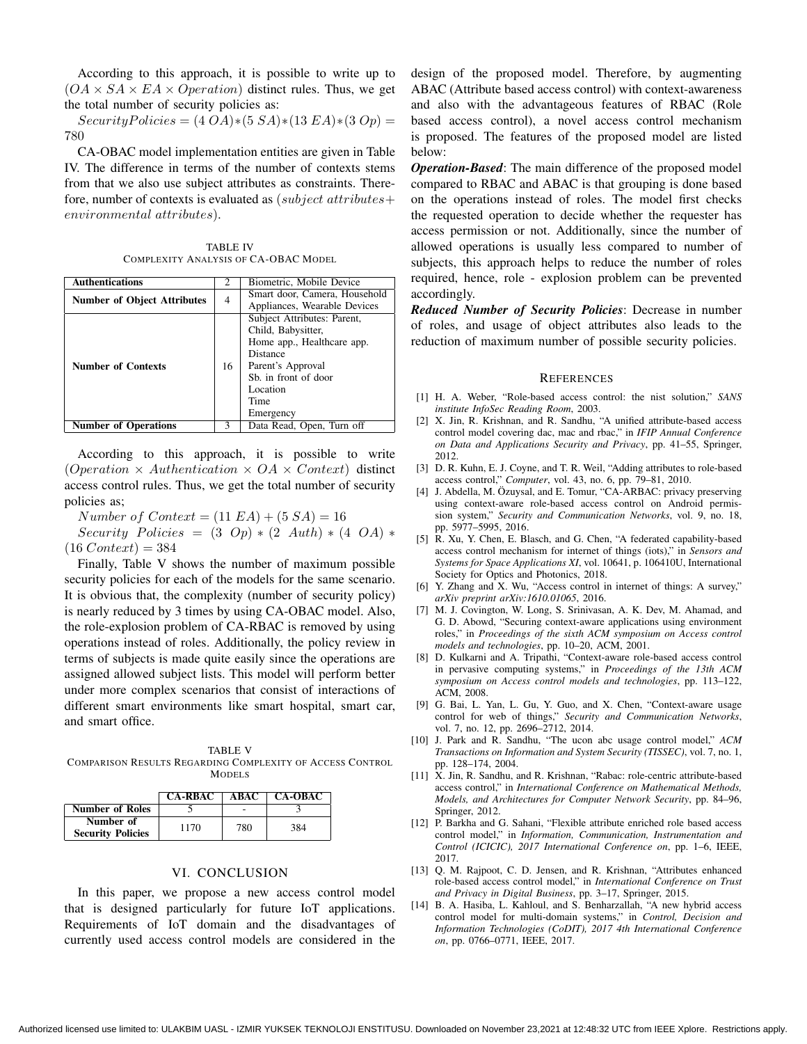According to this approach, it is possible to write up to $(OA \times SA \times EA \times Operation)$ distinct rules. Thus, we get the total number of security policies as:

$SecurityPolicies = (4\ OA)*(5\ SA)*(13\ EA)*(3\ Op) = 780$

CA-OBAC model implementation entities are given in Table IV. The difference in terms of the number of contexts stems from that we also use subject attributes as constraints. Therefore, number of contexts is evaluated as $(subject\ attributes + environmental\ attributes)$.

TABLE IV
COMPLEXITY ANALYSIS OF CA-OBAC MODEL

| | | |
|---|---|---|
| **Authentications** | 2 | Biometric, Mobile Device |
| **Number of Object Attributes** | 4 | Smart door, Camera, Household Appliances, Wearable Devices |
| **Number of Contexts** | 16 | Subject Attributes: Parent, Child, Babysitter, Home app., Healthcare app. Distance Parent's Approval Sb. in front of door Location Time Emergency |
| **Number of Operations** | 3 | Data Read, Open, Turn off |

According to this approach, it is possible to write $(Operation \times Authentication \times OA \times Context)$ distinct access control rules. Thus, we get the total number of security policies as;

$Number\ of\ Context = (11\ EA) + (5\ SA) = 16$

$Security\ Policies = (3\ Op) * (2\ Auth) * (4\ OA) * (16\ Context) = 384$

Finally, Table V shows the number of maximum possible security policies for each of the models for the same scenario. It is obvious that, the complexity (number of security policy) is nearly reduced by 3 times by using CA-OBAC model. Also, the role-explosion problem of CA-RBAC is removed by using operations instead of roles. Additionally, the policy review in terms of subjects is made quite easily since the operations are assigned allowed subject lists. This model will perform better under more complex scenarios that consist of interactions of different smart environments like smart hospital, smart car, and smart office.

TABLE V
COMPARISON RESULTS REGARDING COMPLEXITY OF ACCESS CONTROL MODELS

| | CA-RBAC | ABAC | CA-OBAC |
|---|---|---|---|
| **Number of Roles** | 5 | - | 3 |
| **Number of Security Policies** | 1170 | 780 | 384 |

## VI. CONCLUSION

In this paper, we propose a new access control model that is designed particularly for future IoT applications. Requirements of IoT domain and the disadvantages of currently used access control models are considered in the design of the proposed model. Therefore, by augmenting ABAC (Attribute based access control) with context-awareness and also with the advantageous features of RBAC (Role based access control), a novel access control mechanism is proposed. The features of the proposed model are listed below:

***Operation-Based***: The main difference of the proposed model compared to RBAC and ABAC is that grouping is done based on the operations instead of roles. The model first checks the requested operation to decide whether the requester has access permission or not. Additionally, since the number of allowed operations is usually less compared to number of subjects, this approach helps to reduce the number of roles required, hence, role - explosion problem can be prevented accordingly.

***Reduced Number of Security Policies***: Decrease in number of roles, and usage of object attributes also leads to the reduction of maximum number of possible security policies.

## REFERENCES

[1] H. A. Weber, "Role-based access control: the nist solution," *SANS institute InfoSec Reading Room*, 2003.

[2] X. Jin, R. Krishnan, and R. Sandhu, "A unified attribute-based access control model covering dac, mac and rbac," in *IFIP Annual Conference on Data and Applications Security and Privacy*, pp. 41–55, Springer, 2012.

[3] D. R. Kuhn, E. J. Coyne, and T. R. Weil, "Adding attributes to role-based access control," *Computer*, vol. 43, no. 6, pp. 79–81, 2010.

[4] J. Abdella, M. Özuysal, and E. Tomur, "CA-ARBAC: privacy preserving using context-aware role-based access control on Android permission system," *Security and Communication Networks*, vol. 9, no. 18, pp. 5977–5995, 2016.

[5] R. Xu, Y. Chen, E. Blasch, and G. Chen, "A federated capability-based access control mechanism for internet of things (iots)," in *Sensors and Systems for Space Applications XI*, vol. 10641, p. 106410U, International Society for Optics and Photonics, 2018.

[6] Y. Zhang and X. Wu, "Access control in internet of things: A survey," *arXiv preprint arXiv:1610.01065*, 2016.

[7] M. J. Covington, W. Long, S. Srinivasan, A. K. Dev, M. Ahamad, and G. D. Abowd, "Securing context-aware applications using environment roles," in *Proceedings of the sixth ACM symposium on Access control models and technologies*, pp. 10–20, ACM, 2001.

[8] D. Kulkarni and A. Tripathi, "Context-aware role-based access control in pervasive computing systems," in *Proceedings of the 13th ACM symposium on Access control models and technologies*, pp. 113–122, ACM, 2008.

[9] G. Bai, L. Yan, L. Gu, Y. Guo, and X. Chen, "Context-aware usage control for web of things," *Security and Communication Networks*, vol. 7, no. 12, pp. 2696–2712, 2014.

[10] J. Park and R. Sandhu, "The ucon abc usage control model," *ACM Transactions on Information and System Security (TISSEC)*, vol. 7, no. 1, pp. 128–174, 2004.

[11] X. Jin, R. Sandhu, and R. Krishnan, "Rabac: role-centric attribute-based access control," in *International Conference on Mathematical Methods, Models, and Architectures for Computer Network Security*, pp. 84–96, Springer, 2012.

[12] P. Barkha and G. Sahani, "Flexible attribute enriched role based access control model," in *Information, Communication, Instrumentation and Control (ICICIC), 2017 International Conference on*, pp. 1–6, IEEE, 2017.

[13] Q. M. Rajpoot, C. D. Jensen, and R. Krishnan, "Attributes enhanced role-based access control model," in *International Conference on Trust and Privacy in Digital Business*, pp. 3–17, Springer, 2015.

[14] B. A. Hasiba, L. Kahloul, and S. Benharzallah, "A new hybrid access control model for multi-domain systems," in *Control, Decision and Information Technologies (CoDIT), 2017 4th International Conference on*, pp. 0766–0771, IEEE, 2017.